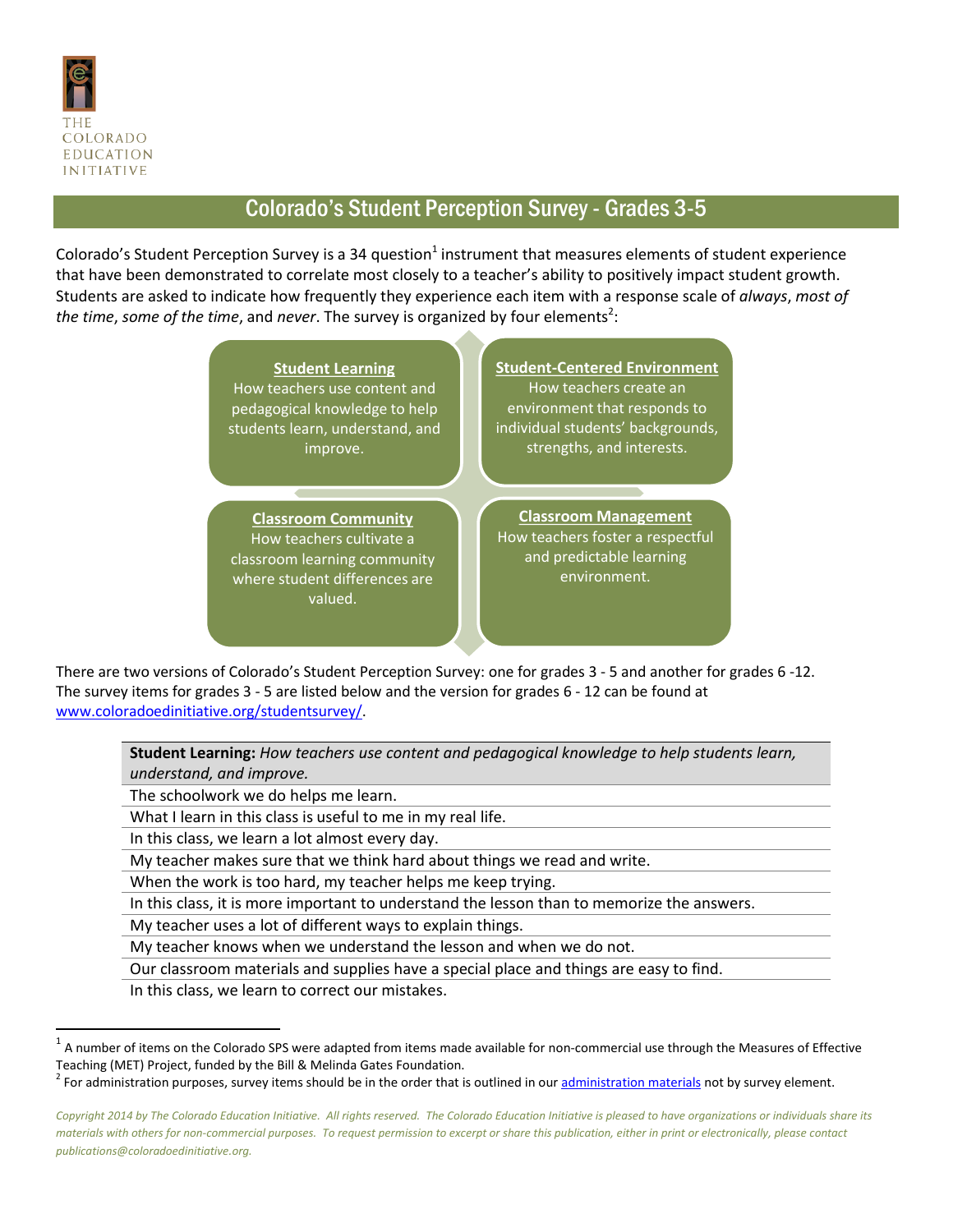THE COLORADO EDUCATION INITIATIVE

# Colorado's Student Perception Survey - Grades 3-5

Colorado's Student Perception Survey is a 34 question[1] instrument that measures elements of student experience that have been demonstrated to correlate most closely to a teacher's ability to positively impact student growth. Students are asked to indicate how frequently they experience each item with a response scale of *always*, *most of the time*, *some of the time*, and *never*. The survey is organized by four elements[2]:

**Student Learning**
How teachers use content and pedagogical knowledge to help students learn, understand, and improve.

**Student-Centered Environment**
How teachers create an environment that responds to individual students' backgrounds, strengths, and interests.

**Classroom Community**
How teachers cultivate a classroom learning community where student differences are valued.

**Classroom Management**
How teachers foster a respectful and predictable learning environment.

There are two versions of Colorado's Student Perception Survey: one for grades 3 - 5 and another for grades 6 -12. The survey items for grades 3 - 5 are listed below and the version for grades 6 - 12 can be found at [www.coloradoedinitiative.org/studentsurvey/](www.coloradoedinitiative.org/studentsurvey/).

| **Student Learning:** *How teachers use content and pedagogical knowledge to help students learn, understand, and improve.* |
|---|
| The schoolwork we do helps me learn. |
| What I learn in this class is useful to me in my real life. |
| In this class, we learn a lot almost every day. |
| My teacher makes sure that we think hard about things we read and write. |
| When the work is too hard, my teacher helps me keep trying. |
| In this class, it is more important to understand the lesson than to memorize the answers. |
| My teacher uses a lot of different ways to explain things. |
| My teacher knows when we understand the lesson and when we do not. |
| Our classroom materials and supplies have a special place and things are easy to find. |
| In this class, we learn to correct our mistakes. |

[1] A number of items on the Colorado SPS were adapted from items made available for non-commercial use through the Measures of Effective Teaching (MET) Project, funded by the Bill & Melinda Gates Foundation.

[2] For administration purposes, survey items should be in the order that is outlined in our administration materials not by survey element.

*Copyright 2014 by The Colorado Education Initiative. All rights reserved. The Colorado Education Initiative is pleased to have organizations or individuals share its materials with others for non-commercial purposes. To request permission to excerpt or share this publication, either in print or electronically, please contact publications@coloradoedinitiative.org.*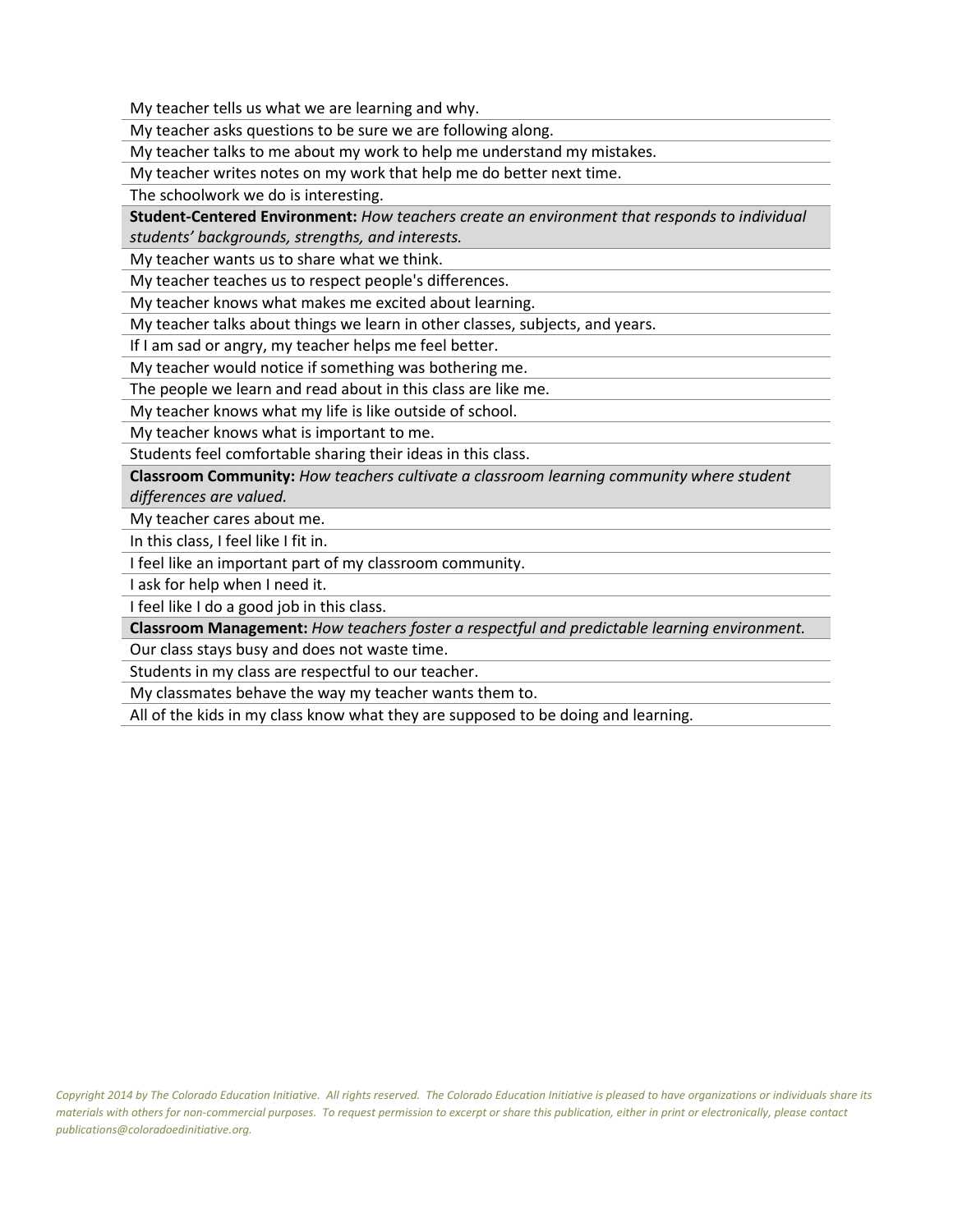| |
|---|
| My teacher tells us what we are learning and why. |
| My teacher asks questions to be sure we are following along. |
| My teacher talks to me about my work to help me understand my mistakes. |
| My teacher writes notes on my work that help me do better next time. |
| The schoolwork we do is interesting. |
| **Student-Centered Environment:** *How teachers create an environment that responds to individual students' backgrounds, strengths, and interests.* |
| My teacher wants us to share what we think. |
| My teacher teaches us to respect people's differences. |
| My teacher knows what makes me excited about learning. |
| My teacher talks about things we learn in other classes, subjects, and years. |
| If I am sad or angry, my teacher helps me feel better. |
| My teacher would notice if something was bothering me. |
| The people we learn and read about in this class are like me. |
| My teacher knows what my life is like outside of school. |
| My teacher knows what is important to me. |
| Students feel comfortable sharing their ideas in this class. |
| **Classroom Community:** *How teachers cultivate a classroom learning community where student differences are valued.* |
| My teacher cares about me. |
| In this class, I feel like I fit in. |
| I feel like an important part of my classroom community. |
| I ask for help when I need it. |
| I feel like I do a good job in this class. |
| **Classroom Management:** *How teachers foster a respectful and predictable learning environment.* |
| Our class stays busy and does not waste time. |
| Students in my class are respectful to our teacher. |
| My classmates behave the way my teacher wants them to. |
| All of the kids in my class know what they are supposed to be doing and learning. |

*Copyright 2014 by The Colorado Education Initiative. All rights reserved. The Colorado Education Initiative is pleased to have organizations or individuals share its materials with others for non-commercial purposes. To request permission to excerpt or share this publication, either in print or electronically, please contact publications@coloradoedinitiative.org.*